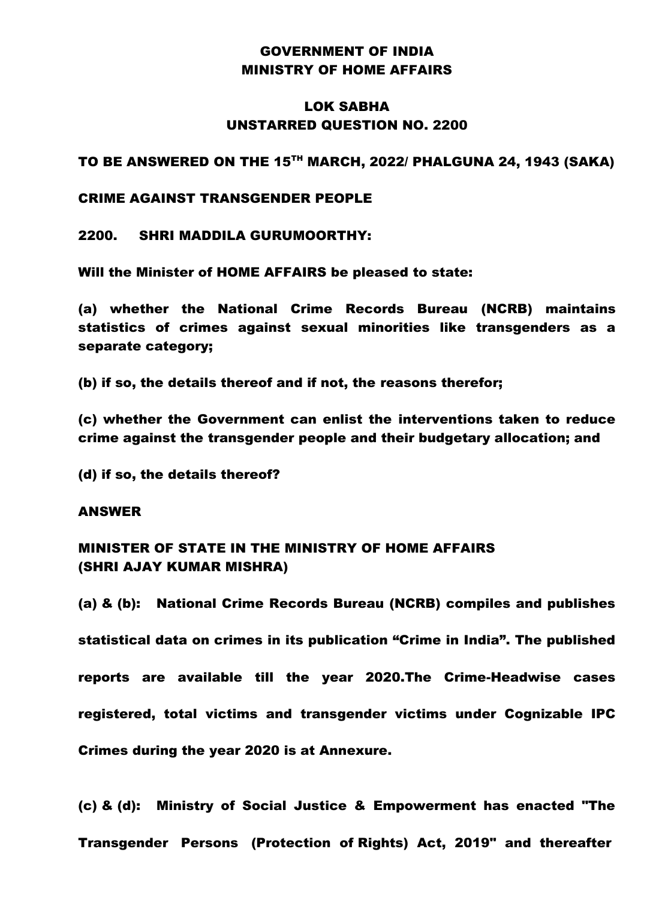# GOVERNMENT OF INDIA
# MINISTRY OF HOME AFFAIRS

## LOK SABHA
## UNSTARRED QUESTION NO. 2200

**TO BE ANSWERED ON THE 15TH MARCH, 2022/ PHALGUNA 24, 1943 (SAKA)**

**CRIME AGAINST TRANSGENDER PEOPLE**

**2200. SHRI MADDILA GURUMOORTHY:**

**Will the Minister of HOME AFFAIRS be pleased to state:**

**(a) whether the National Crime Records Bureau (NCRB) maintains statistics of crimes against sexual minorities like transgenders as a separate category;**

**(b) if so, the details thereof and if not, the reasons therefor;**

**(c) whether the Government can enlist the interventions taken to reduce crime against the transgender people and their budgetary allocation; and**

**(d) if so, the details thereof?**

**ANSWER**

**MINISTER OF STATE IN THE MINISTRY OF HOME AFFAIRS (SHRI AJAY KUMAR MISHRA)**

**(a) & (b): National Crime Records Bureau (NCRB) compiles and publishes statistical data on crimes in its publication "Crime in India". The published reports are available till the year 2020.The Crime-Headwise cases registered, total victims and transgender victims under Cognizable IPC Crimes during the year 2020 is at Annexure.**

**(c) & (d): Ministry of Social Justice & Empowerment has enacted "The Transgender Persons (Protection of Rights) Act, 2019" and thereafter**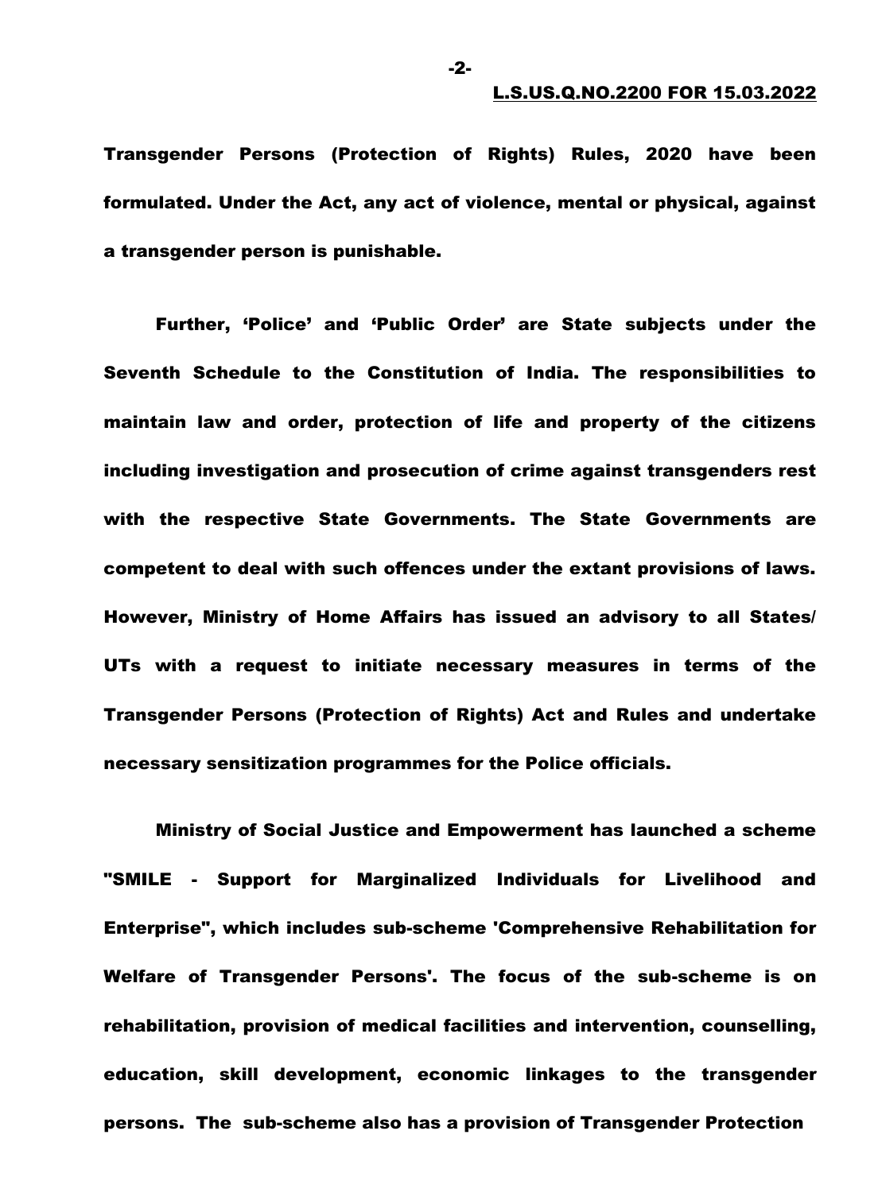Transgender Persons (Protection of Rights) Rules, 2020 have been formulated. Under the Act, any act of violence, mental or physical, against a transgender person is punishable.

Further, 'Police' and 'Public Order' are State subjects under the Seventh Schedule to the Constitution of India. The responsibilities to maintain law and order, protection of life and property of the citizens including investigation and prosecution of crime against transgenders rest with the respective State Governments. The State Governments are competent to deal with such offences under the extant provisions of laws. However, Ministry of Home Affairs has issued an advisory to all States/ UTs with a request to initiate necessary measures in terms of the Transgender Persons (Protection of Rights) Act and Rules and undertake necessary sensitization programmes for the Police officials.

Ministry of Social Justice and Empowerment has launched a scheme "SMILE - Support for Marginalized Individuals for Livelihood and Enterprise", which includes sub-scheme 'Comprehensive Rehabilitation for Welfare of Transgender Persons'. The focus of the sub-scheme is on rehabilitation, provision of medical facilities and intervention, counselling, education, skill development, economic linkages to the transgender persons. The sub-scheme also has a provision of Transgender Protection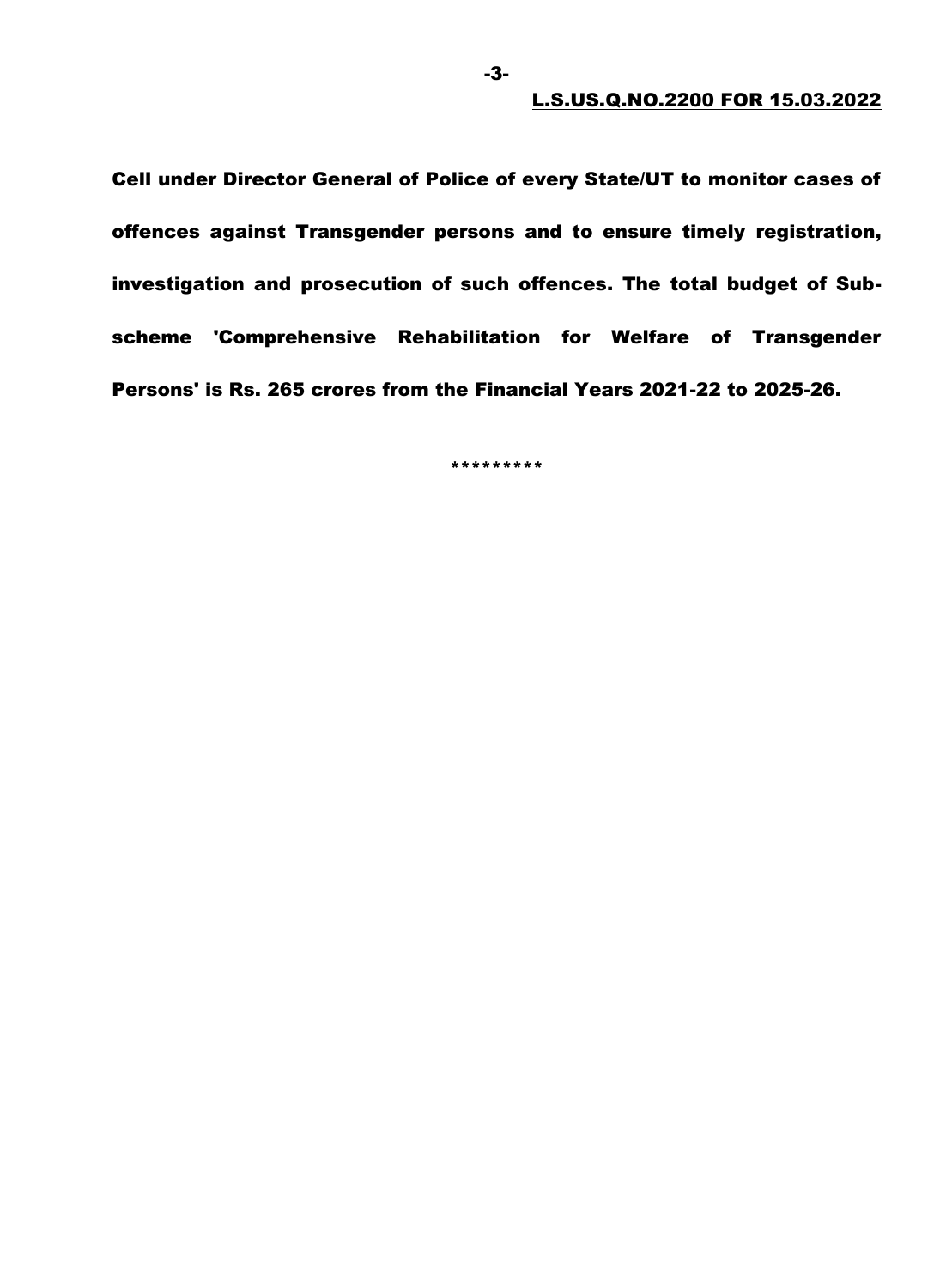**Cell under Director General of Police of every State/UT to monitor cases of offences against Transgender persons and to ensure timely registration, investigation and prosecution of such offences. The total budget of Sub-scheme 'Comprehensive Rehabilitation for Welfare of Transgender Persons' is Rs. 265 crores from the Financial Years 2021-22 to 2025-26.**

*********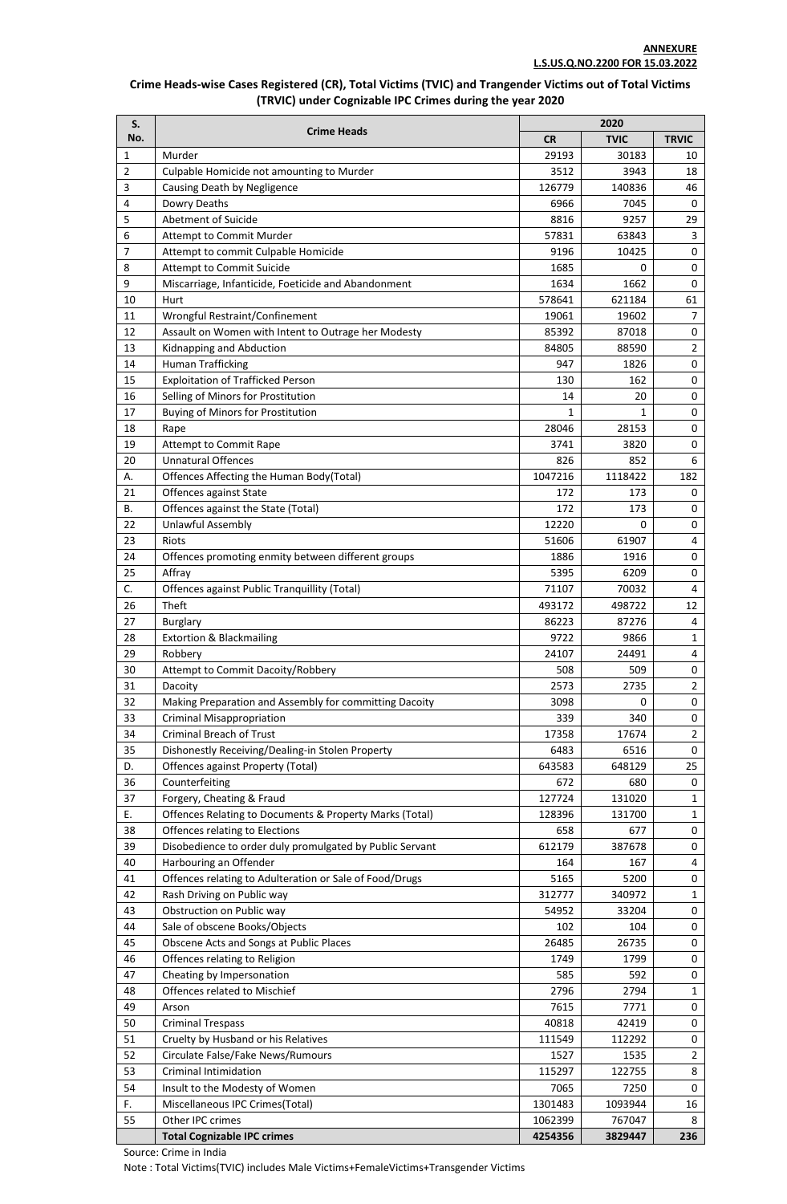**ANNEXURE**
**L.S.US.Q.NO.2200 FOR 15.03.2022**

**Crime Heads-wise Cases Registered (CR), Total Victims (TVIC) and Trangender Victims out of Total Victims (TRVIC) under Cognizable IPC Crimes during the year 2020**

| S. No. | Crime Heads | 2020 | | |
|---|---|---|---|---|
| | | **CR** | **TVIC** | **TRVIC** |
| 1 | Murder | 29193 | 30183 | 10 |
| 2 | Culpable Homicide not amounting to Murder | 3512 | 3943 | 18 |
| 3 | Causing Death by Negligence | 126779 | 140836 | 46 |
| 4 | Dowry Deaths | 6966 | 7045 | 0 |
| 5 | Abetment of Suicide | 8816 | 9257 | 29 |
| 6 | Attempt to Commit Murder | 57831 | 63843 | 3 |
| 7 | Attempt to commit Culpable Homicide | 9196 | 10425 | 0 |
| 8 | Attempt to Commit Suicide | 1685 | 0 | 0 |
| 9 | Miscarriage, Infanticide, Foeticide and Abandonment | 1634 | 1662 | 0 |
| 10 | Hurt | 578641 | 621184 | 61 |
| 11 | Wrongful Restraint/Confinement | 19061 | 19602 | 7 |
| 12 | Assault on Women with Intent to Outrage her Modesty | 85392 | 87018 | 0 |
| 13 | Kidnapping and Abduction | 84805 | 88590 | 2 |
| 14 | Human Trafficking | 947 | 1826 | 0 |
| 15 | Exploitation of Trafficked Person | 130 | 162 | 0 |
| 16 | Selling of Minors for Prostitution | 14 | 20 | 0 |
| 17 | Buying of Minors for Prostitution | 1 | 1 | 0 |
| 18 | Rape | 28046 | 28153 | 0 |
| 19 | Attempt to Commit Rape | 3741 | 3820 | 0 |
| 20 | Unnatural Offences | 826 | 852 | 6 |
| A. | Offences Affecting the Human Body(Total) | 1047216 | 1118422 | 182 |
| 21 | Offences against State | 172 | 173 | 0 |
| B. | Offences against the State (Total) | 172 | 173 | 0 |
| 22 | Unlawful Assembly | 12220 | 0 | 0 |
| 23 | Riots | 51606 | 61907 | 4 |
| 24 | Offences promoting enmity between different groups | 1886 | 1916 | 0 |
| 25 | Affray | 5395 | 6209 | 0 |
| C. | Offences against Public Tranquillity (Total) | 71107 | 70032 | 4 |
| 26 | Theft | 493172 | 498722 | 12 |
| 27 | Burglary | 86223 | 87276 | 4 |
| 28 | Extortion & Blackmailing | 9722 | 9866 | 1 |
| 29 | Robbery | 24107 | 24491 | 4 |
| 30 | Attempt to Commit Dacoity/Robbery | 508 | 509 | 0 |
| 31 | Dacoity | 2573 | 2735 | 2 |
| 32 | Making Preparation and Assembly for committing Dacoity | 3098 | 0 | 0 |
| 33 | Criminal Misappropriation | 339 | 340 | 0 |
| 34 | Criminal Breach of Trust | 17358 | 17674 | 2 |
| 35 | Dishonestly Receiving/Dealing-in Stolen Property | 6483 | 6516 | 0 |
| D. | Offences against Property (Total) | 643583 | 648129 | 25 |
| 36 | Counterfeiting | 672 | 680 | 0 |
| 37 | Forgery, Cheating & Fraud | 127724 | 131020 | 1 |
| E. | Offences Relating to Documents & Property Marks (Total) | 128396 | 131700 | 1 |
| 38 | Offences relating to Elections | 658 | 677 | 0 |
| 39 | Disobedience to order duly promulgated by Public Servant | 612179 | 387678 | 0 |
| 40 | Harbouring an Offender | 164 | 167 | 4 |
| 41 | Offences relating to Adulteration or Sale of Food/Drugs | 5165 | 5200 | 0 |
| 42 | Rash Driving on Public way | 312777 | 340972 | 1 |
| 43 | Obstruction on Public way | 54952 | 33204 | 0 |
| 44 | Sale of obscene Books/Objects | 102 | 104 | 0 |
| 45 | Obscene Acts and Songs at Public Places | 26485 | 26735 | 0 |
| 46 | Offences relating to Religion | 1749 | 1799 | 0 |
| 47 | Cheating by Impersonation | 585 | 592 | 0 |
| 48 | Offences related to Mischief | 2796 | 2794 | 1 |
| 49 | Arson | 7615 | 7771 | 0 |
| 50 | Criminal Trespass | 40818 | 42419 | 0 |
| 51 | Cruelty by Husband or his Relatives | 111549 | 112292 | 0 |
| 52 | Circulate False/Fake News/Rumours | 1527 | 1535 | 2 |
| 53 | Criminal Intimidation | 115297 | 122755 | 8 |
| 54 | Insult to the Modesty of Women | 7065 | 7250 | 0 |
| F. | Miscellaneous IPC Crimes(Total) | 1301483 | 1093944 | 16 |
| 55 | Other IPC crimes | 1062399 | 767047 | 8 |
| | **Total Cognizable IPC crimes** | **4254356** | **3829447** | **236** |

Source: Crime in India

Note : Total Victims(TVIC) includes Male Victims+FemaleVictims+Transgender Victims